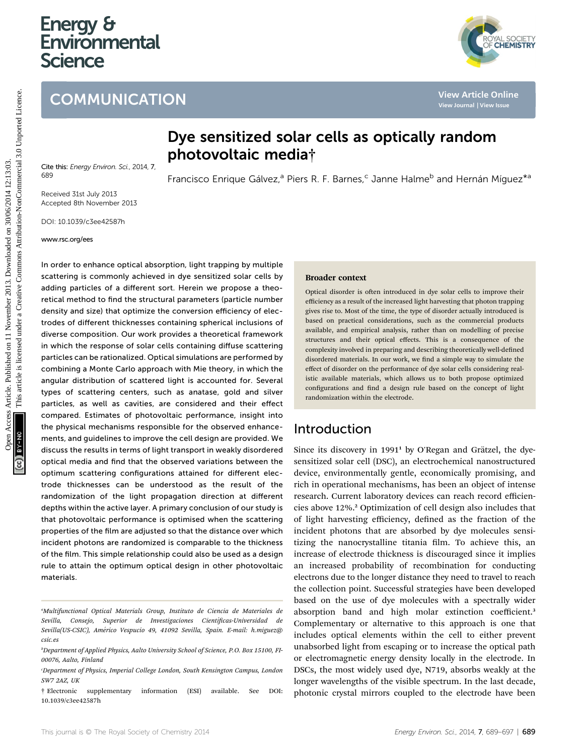# Energy & Environmental Science

## COMMUNICATION

# Dye sensitized solar cells as optically random photovoltaic media†

Francisco Enrique Gálvez,[a] Piers R. F. Barnes,[c] Janne Halme[b] and Hernán Míguez*[a]

Cite this: *Energy Environ. Sci.*, 2014, 7, 689

Received 31st July 2013
Accepted 8th November 2013

DOI: 10.1039/c3ee42587h

www.rsc.org/ees

Open Access Article. Published on 11 November 2013. Downloaded on 30/06/2014 12:13:03. This article is licensed under a Creative Commons Attribution-NonCommercial 3.0 Unported Licence.

In order to enhance optical absorption, light trapping by multiple scattering is commonly achieved in dye sensitized solar cells by adding particles of a different sort. Herein we propose a theoretical method to find the structural parameters (particle number density and size) that optimize the conversion efficiency of electrodes of different thicknesses containing spherical inclusions of diverse composition. Our work provides a theoretical framework in which the response of solar cells containing diffuse scattering particles can be rationalized. Optical simulations are performed by combining a Monte Carlo approach with Mie theory, in which the angular distribution of scattered light is accounted for. Several types of scattering centers, such as anatase, gold and silver particles, as well as cavities, are considered and their effect compared. Estimates of photovoltaic performance, insight into the physical mechanisms responsible for the observed enhancements, and guidelines to improve the cell design are provided. We discuss the results in terms of light transport in weakly disordered optical media and find that the observed variations between the optimum scattering configurations attained for different electrode thicknesses can be understood as the result of the randomization of the light propagation direction at different depths within the active layer. A primary conclusion of our study is that photovoltaic performance is optimised when the scattering properties of the film are adjusted so that the distance over which incident photons are randomized is comparable to the thickness of the film. This simple relationship could also be used as a design rule to attain the optimum optical design in other photovoltaic materials.

### Broader context

Optical disorder is often introduced in dye solar cells to improve their efficiency as a result of the increased light harvesting that photon trapping gives rise to. Most of the time, the type of disorder actually introduced is based on practical considerations, such as the commercial products available, and empirical analysis, rather than on modelling of precise structures and their optical effects. This is a consequence of the complexity involved in preparing and describing theoretically well-defined disordered materials. In our work, we find a simple way to simulate the effect of disorder on the performance of dye solar cells considering realistic available materials, which allows us to both propose optimized configurations and find a design rule based on the concept of light randomization within the electrode.

## Introduction

Since its discovery in 1991[1] by O'Regan and Grätzel, the dye-sensitized solar cell (DSC), an electrochemical nanostructured device, environmentally gentle, economically promising, and rich in operational mechanisms, has been an object of intense research. Current laboratory devices can reach record efficiencies above 12%.[2] Optimization of cell design also includes that of light harvesting efficiency, defined as the fraction of the incident photons that are absorbed by dye molecules sensitizing the nanocrystalline titania film. To achieve this, an increase of electrode thickness is discouraged since it implies an increased probability of recombination for conducting electrons due to the longer distance they need to travel to reach the collection point. Successful strategies have been developed based on the use of dye molecules with a spectrally wider absorption band and high molar extinction coefficient.[3] Complementary or alternative to this approach is one that includes optical elements within the cell to either prevent unabsorbed light from escaping or to increase the optical path or electromagnetic energy density locally in the electrode. In DSCs, the most widely used dye, N719, absorbs weakly at the longer wavelengths of the visible spectrum. In the last decade, photonic crystal mirrors coupled to the electrode have been

---

[a]Multifunctional Optical Materials Group, Instituto de Ciencia de Materiales de Sevilla, Consejo, Superior de Investigaciones Científicas-Universidad de Sevilla(US-CSIC), Américo Vespucio 49, 41092 Sevilla, Spain. E-mail: h.miguez@csic.es

[b]Department of Applied Physics, Aalto University School of Science, P.O. Box 15100, FI-00076, Aalto, Finland

[c]Department of Physics, Imperial College London, South Kensington Campus, London SW7 2AZ, UK

† Electronic supplementary information (ESI) available. See DOI: 10.1039/c3ee42587h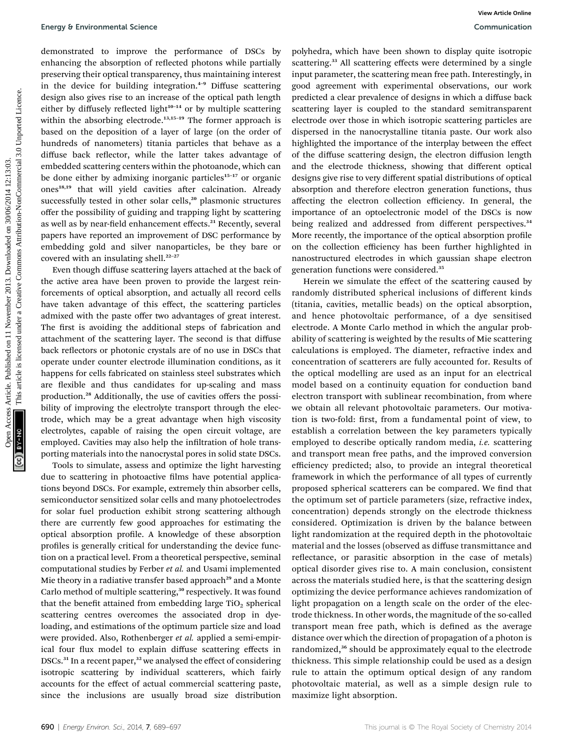demonstrated to improve the performance of DSCs by enhancing the absorption of reflected photons while partially preserving their optical transparency, thus maintaining interest in the device for building integration.[4–9] Diffuse scattering design also gives rise to an increase of the optical path length either by diffusely reflected light[10–14] or by multiple scattering within the absorbing electrode.[13,15–19] The former approach is based on the deposition of a layer of large (on the order of hundreds of nanometers) titania particles that behave as a diffuse back reflector, while the latter takes advantage of embedded scattering centers within the photoanode, which can be done either by admixing inorganic particles[15–17] or organic ones[18,19] that will yield cavities after calcination. Already successfully tested in other solar cells,[20] plasmonic structures offer the possibility of guiding and trapping light by scattering as well as by near-field enhancement effects.[21] Recently, several papers have reported an improvement of DSC performance by embedding gold and silver nanoparticles, be they bare or covered with an insulating shell.[22–27]

Even though diffuse scattering layers attached at the back of the active area have been proven to provide the largest reinforcements of optical absorption, and actually all record cells have taken advantage of this effect, the scattering particles admixed with the paste offer two advantages of great interest. The first is avoiding the additional steps of fabrication and attachment of the scattering layer. The second is that diffuse back reflectors or photonic crystals are of no use in DSCs that operate under counter electrode illumination conditions, as it happens for cells fabricated on stainless steel substrates which are flexible and thus candidates for up-scaling and mass production.[28] Additionally, the use of cavities offers the possibility of improving the electrolyte transport through the electrode, which may be a great advantage when high viscosity electrolytes, capable of raising the open circuit voltage, are employed. Cavities may also help the infiltration of hole transporting materials into the nanocrystal pores in solid state DSCs.

Tools to simulate, assess and optimize the light harvesting due to scattering in photoactive films have potential applications beyond DSCs. For example, extremely thin absorber cells, semiconductor sensitized solar cells and many photoelectrodes for solar fuel production exhibit strong scattering although there are currently few good approaches for estimating the optical absorption profile. A knowledge of these absorption profiles is generally critical for understanding the device function on a practical level. From a theoretical perspective, seminal computational studies by Ferber *et al.* and Usami implemented Mie theory in a radiative transfer based approach[29] and a Monte Carlo method of multiple scattering,[30] respectively. It was found that the benefit attained from embedding large $TiO_2$ spherical scattering centres overcomes the associated drop in dye-loading, and estimations of the optimum particle size and load were provided. Also, Rothenberger *et al.* applied a semi-empirical four flux model to explain diffuse scattering effects in DSCs.[31] In a recent paper,[32] we analysed the effect of considering isotropic scattering by individual scatterers, which fairly accounts for the effect of actual commercial scattering paste, since the inclusions are usually broad size distribution polyhedra, which have been shown to display quite isotropic scattering.[33] All scattering effects were determined by a single input parameter, the scattering mean free path. Interestingly, in good agreement with experimental observations, our work predicted a clear prevalence of designs in which a diffuse back scattering layer is coupled to the standard semitransparent electrode over those in which isotropic scattering particles are dispersed in the nanocrystalline titania paste. Our work also highlighted the importance of the interplay between the effect of the diffuse scattering design, the electron diffusion length and the electrode thickness, showing that different optical designs give rise to very different spatial distributions of optical absorption and therefore electron generation functions, thus affecting the electron collection efficiency. In general, the importance of an optoelectronic model of the DSCs is now being realized and addressed from different perspectives.[34] More recently, the importance of the optical absorption profile on the collection efficiency has been further highlighted in nanostructured electrodes in which gaussian shape electron generation functions were considered.[35]

Herein we simulate the effect of the scattering caused by randomly distributed spherical inclusions of different kinds (titania, cavities, metallic beads) on the optical absorption, and hence photovoltaic performance, of a dye sensitised electrode. A Monte Carlo method in which the angular probability of scattering is weighted by the results of Mie scattering calculations is employed. The diameter, refractive index and concentration of scatterers are fully accounted for. Results of the optical modelling are used as an input for an electrical model based on a continuity equation for conduction band electron transport with sublinear recombination, from where we obtain all relevant photovoltaic parameters. Our motivation is two-fold: first, from a fundamental point of view, to establish a correlation between the key parameters typically employed to describe optically random media, *i.e.* scattering and transport mean free paths, and the improved conversion efficiency predicted; also, to provide an integral theoretical framework in which the performance of all types of currently proposed spherical scatterers can be compared. We find that the optimum set of particle parameters (size, refractive index, concentration) depends strongly on the electrode thickness considered. Optimization is driven by the balance between light randomization at the required depth in the photovoltaic material and the losses (observed as diffuse transmittance and reflectance, or parasitic absorption in the case of metals) optical disorder gives rise to. A main conclusion, consistent across the materials studied here, is that the scattering design optimizing the device performance achieves randomization of light propagation on a length scale on the order of the electrode thickness. In other words, the magnitude of the so-called transport mean free path, which is defined as the average distance over which the direction of propagation of a photon is randomized,[36] should be approximately equal to the electrode thickness. This simple relationship could be used as a design rule to attain the optimum optical design of any random photovoltaic material, as well as a simple design rule to maximize light absorption.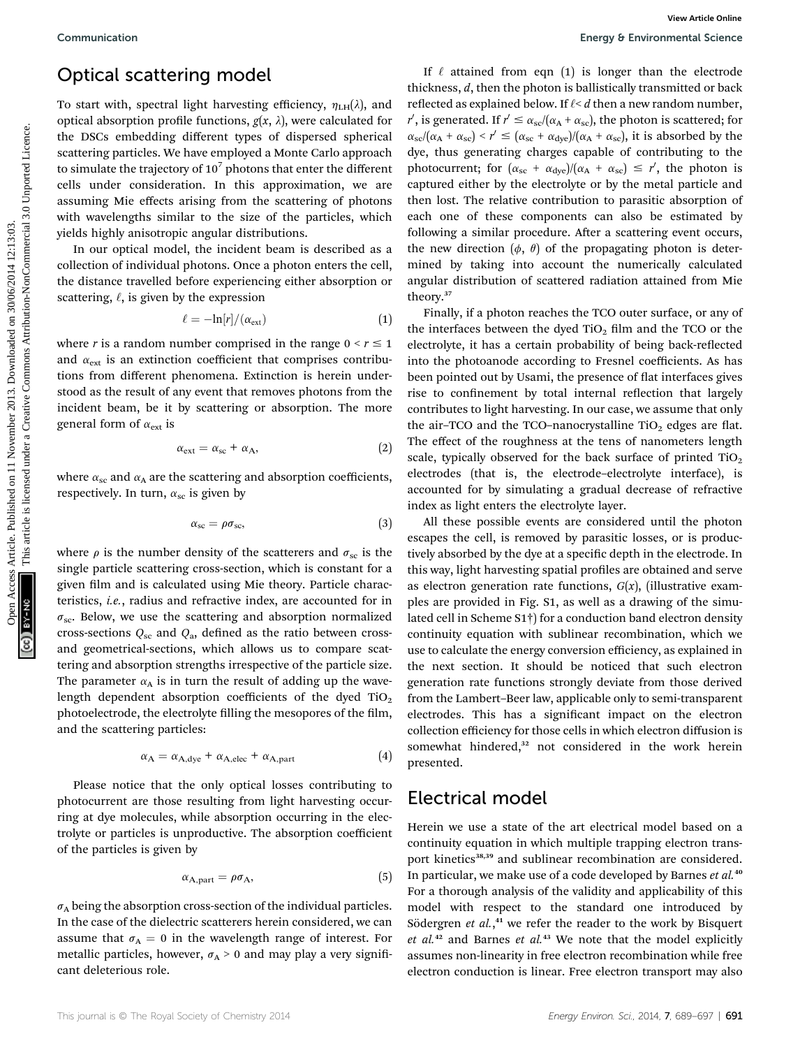## Optical scattering model

To start with, spectral light harvesting efficiency, $\eta_{LH}(\lambda)$, and optical absorption profile functions, $g(x, \lambda)$, were calculated for the DSCs embedding different types of dispersed spherical scattering particles. We have employed a Monte Carlo approach to simulate the trajectory of $10^7$ photons that enter the different cells under consideration. In this approximation, we are assuming Mie effects arising from the scattering of photons with wavelengths similar to the size of the particles, which yields highly anisotropic angular distributions.

In our optical model, the incident beam is described as a collection of individual photons. Once a photon enters the cell, the distance travelled before experiencing either absorption or scattering, $\ell$, is given by the expression

$$\ell = -\ln[r]/(\alpha_{ext}) \tag{1}$$

where $r$ is a random number comprised in the range $0 < r \leq 1$ and $\alpha_{ext}$ is an extinction coefficient that comprises contributions from different phenomena. Extinction is herein understood as the result of any event that removes photons from the incident beam, be it by scattering or absorption. The more general form of $\alpha_{ext}$ is

$$\alpha_{ext} = \alpha_{sc} + \alpha_A, \tag{2}$$

where $\alpha_{sc}$ and $\alpha_A$ are the scattering and absorption coefficients, respectively. In turn, $\alpha_{sc}$ is given by

$$\alpha_{sc} = \rho\sigma_{sc}, \tag{3}$$

where $\rho$ is the number density of the scatterers and $\sigma_{sc}$ is the single particle scattering cross-section, which is constant for a given film and is calculated using Mie theory. Particle characteristics, *i.e.*, radius and refractive index, are accounted for in $\sigma_{sc}$. Below, we use the scattering and absorption normalized cross-sections $Q_{sc}$ and $Q_a$, defined as the ratio between cross- and geometrical-sections, which allows us to compare scattering and absorption strengths irrespective of the particle size. The parameter $\alpha_A$ is in turn the result of adding up the wavelength dependent absorption coefficients of the dyed $TiO_2$ photoelectrode, the electrolyte filling the mesopores of the film, and the scattering particles:

$$\alpha_A = \alpha_{A,dye} + \alpha_{A,elec} + \alpha_{A,part} \tag{4}$$

Please notice that the only optical losses contributing to photocurrent are those resulting from light harvesting occurring at dye molecules, while absorption occurring in the electrolyte or particles is unproductive. The absorption coefficient of the particles is given by

$$\alpha_{A,part} = \rho\sigma_A, \tag{5}$$

$\sigma_A$ being the absorption cross-section of the individual particles. In the case of the dielectric scatterers herein considered, we can assume that $\sigma_A = 0$ in the wavelength range of interest. For metallic particles, however, $\sigma_A > 0$ and may play a very significant deleterious role.

If $\ell$ attained from eqn (1) is longer than the electrode thickness, $d$, then the photon is ballistically transmitted or back reflected as explained below. If $\ell < d$ then a new random number, $r'$, is generated. If $r' \leq \alpha_{sc}/(\alpha_A + \alpha_{sc})$, the photon is scattered; for $\alpha_{sc}/(\alpha_A + \alpha_{sc}) < r' \leq (\alpha_{sc} + \alpha_{dye})/(\alpha_A + \alpha_{sc})$, it is absorbed by the dye, thus generating charges capable of contributing to the photocurrent; for $(\alpha_{sc} + \alpha_{dye})/(\alpha_A + \alpha_{sc}) \leq r'$, the photon is captured either by the electrolyte or by the metal particle and then lost. The relative contribution to parasitic absorption of each one of these components can also be estimated by following a similar procedure. After a scattering event occurs, the new direction ($\phi$, $\theta$) of the propagating photon is determined by taking into account the numerically calculated angular distribution of scattered radiation attained from Mie theory.[37]

Finally, if a photon reaches the TCO outer surface, or any of the interfaces between the dyed $TiO_2$ film and the TCO or the electrolyte, it has a certain probability of being back-reflected into the photoanode according to Fresnel coefficients. As has been pointed out by Usami, the presence of flat interfaces gives rise to confinement by total internal reflection that largely contributes to light harvesting. In our case, we assume that only the air–TCO and the TCO–nanocrystalline $TiO_2$ edges are flat. The effect of the roughness at the tens of nanometers length scale, typically observed for the back surface of printed $TiO_2$ electrodes (that is, the electrode–electrolyte interface), is accounted for by simulating a gradual decrease of refractive index as light enters the electrolyte layer.

All these possible events are considered until the photon escapes the cell, is removed by parasitic losses, or is productively absorbed by the dye at a specific depth in the electrode. In this way, light harvesting spatial profiles are obtained and serve as electron generation rate functions, $G(x)$, (illustrative examples are provided in Fig. S1, as well as a drawing of the simulated cell in Scheme S1†) for a conduction band electron density continuity equation with sublinear recombination, which we use to calculate the energy conversion efficiency, as explained in the next section. It should be noticed that such electron generation rate functions strongly deviate from those derived from the Lambert–Beer law, applicable only to semi-transparent electrodes. This has a significant impact on the electron collection efficiency for those cells in which electron diffusion is somewhat hindered,[32] not considered in the work herein presented.

## Electrical model

Herein we use a state of the art electrical model based on a continuity equation in which multiple trapping electron transport kinetics[38,39] and sublinear recombination are considered. In particular, we make use of a code developed by Barnes *et al.*[40] For a thorough analysis of the validity and applicability of this model with respect to the standard one introduced by Södergren *et al.*,[41] we refer the reader to the work by Bisquert *et al.*[42] and Barnes *et al.*[43] We note that the model explicitly assumes non-linearity in free electron recombination while free electron conduction is linear. Free electron transport may also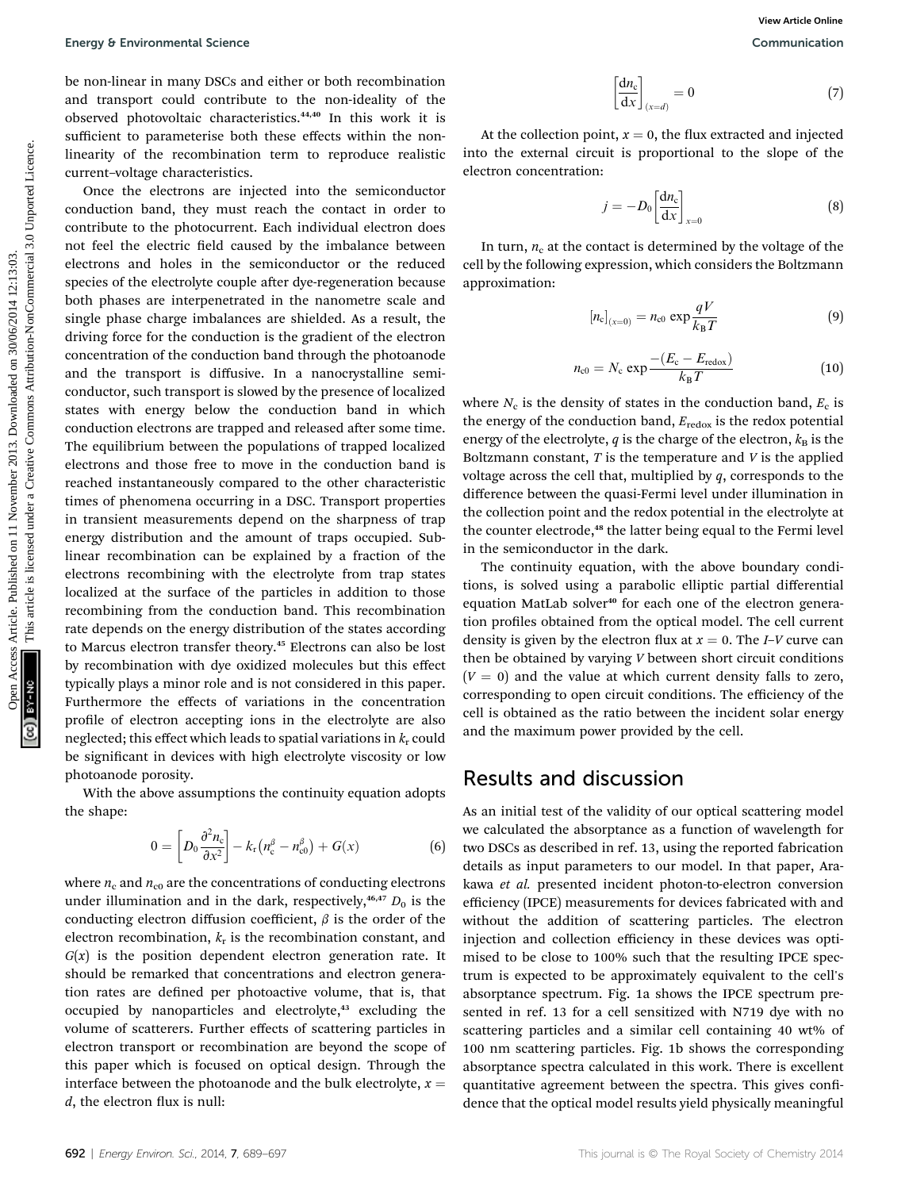be non-linear in many DSCs and either or both recombination and transport could contribute to the non-ideality of the observed photovoltaic characteristics.[44,40] In this work it is sufficient to parameterise both these effects within the non-linearity of the recombination term to reproduce realistic current–voltage characteristics.

Once the electrons are injected into the semiconductor conduction band, they must reach the contact in order to contribute to the photocurrent. Each individual electron does not feel the electric field caused by the imbalance between electrons and holes in the semiconductor or the reduced species of the electrolyte couple after dye-regeneration because both phases are interpenetrated in the nanometre scale and single phase charge imbalances are shielded. As a result, the driving force for the conduction is the gradient of the electron concentration of the conduction band through the photoanode and the transport is diffusive. In a nanocrystalline semiconductor, such transport is slowed by the presence of localized states with energy below the conduction band in which conduction electrons are trapped and released after some time. The equilibrium between the populations of trapped localized electrons and those free to move in the conduction band is reached instantaneously compared to the other characteristic times of phenomena occurring in a DSC. Transport properties in transient measurements depend on the sharpness of trap energy distribution and the amount of traps occupied. Sub-linear recombination can be explained by a fraction of the electrons recombining with the electrolyte from trap states localized at the surface of the particles in addition to those recombining from the conduction band. This recombination rate depends on the energy distribution of the states according to Marcus electron transfer theory.[45] Electrons can also be lost by recombination with dye oxidized molecules but this effect typically plays a minor role and is not considered in this paper. Furthermore the effects of variations in the concentration profile of electron accepting ions in the electrolyte are also neglected; this effect which leads to spatial variations in $k_r$ could be significant in devices with high electrolyte viscosity or low photoanode porosity.

With the above assumptions the continuity equation adopts the shape:

$$0 = \left[D_0 \frac{\partial^2 n_c}{\partial x^2}\right] - k_r\left(n_c^{\beta} - n_{c0}^{\beta}\right) + G(x) \qquad (6)$$

where $n_c$ and $n_{c0}$ are the concentrations of conducting electrons under illumination and in the dark, respectively,[46,47] $D_0$ is the conducting electron diffusion coefficient, $\beta$ is the order of the electron recombination, $k_r$ is the recombination constant, and $G(x)$ is the position dependent electron generation rate. It should be remarked that concentrations and electron generation rates are defined per photoactive volume, that is, that occupied by nanoparticles and electrolyte,[43] excluding the volume of scatterers. Further effects of scattering particles in electron transport or recombination are beyond the scope of this paper which is focused on optical design. Through the interface between the photoanode and the bulk electrolyte, $x = d$, the electron flux is null:

$$\left[\frac{dn_c}{dx}\right]_{(x=d)} = 0 \qquad (7)$$

At the collection point, $x = 0$, the flux extracted and injected into the external circuit is proportional to the slope of the electron concentration:

$$j = -D_0\left[\frac{dn_c}{dx}\right]_{x=0} \qquad (8)$$

In turn, $n_c$ at the contact is determined by the voltage of the cell by the following expression, which considers the Boltzmann approximation:

$$[n_c]_{(x=0)} = n_{c0}\exp\frac{qV}{k_B T} \qquad (9)$$

$$n_{c0} = N_c \exp\frac{-(E_c - E_{redox})}{k_B T} \qquad (10)$$

where $N_c$ is the density of states in the conduction band, $E_c$ is the energy of the conduction band, $E_{redox}$ is the redox potential energy of the electrolyte, $q$ is the charge of the electron, $k_B$ is the Boltzmann constant, $T$ is the temperature and $V$ is the applied voltage across the cell that, multiplied by $q$, corresponds to the difference between the quasi-Fermi level under illumination in the collection point and the redox potential in the electrolyte at the counter electrode,[48] the latter being equal to the Fermi level in the semiconductor in the dark.

The continuity equation, with the above boundary conditions, is solved using a parabolic elliptic partial differential equation MatLab solver[40] for each one of the electron generation profiles obtained from the optical model. The cell current density is given by the electron flux at $x = 0$. The *I–V* curve can then be obtained by varying $V$ between short circuit conditions ($V = 0$) and the value at which current density falls to zero, corresponding to open circuit conditions. The efficiency of the cell is obtained as the ratio between the incident solar energy and the maximum power provided by the cell.

## Results and discussion

As an initial test of the validity of our optical scattering model we calculated the absorptance as a function of wavelength for two DSCs as described in ref. 13, using the reported fabrication details as input parameters to our model. In that paper, Arakawa *et al.* presented incident photon-to-electron conversion efficiency (IPCE) measurements for devices fabricated with and without the addition of scattering particles. The electron injection and collection efficiency in these devices was optimised to be close to 100% such that the resulting IPCE spectrum is expected to be approximately equivalent to the cell's absorptance spectrum. Fig. 1a shows the IPCE spectrum presented in ref. 13 for a cell sensitized with N719 dye with no scattering particles and a similar cell containing 40 wt% of 100 nm scattering particles. Fig. 1b shows the corresponding absorptance spectra calculated in this work. There is excellent quantitative agreement between the spectra. This gives confidence that the optical model results yield physically meaningful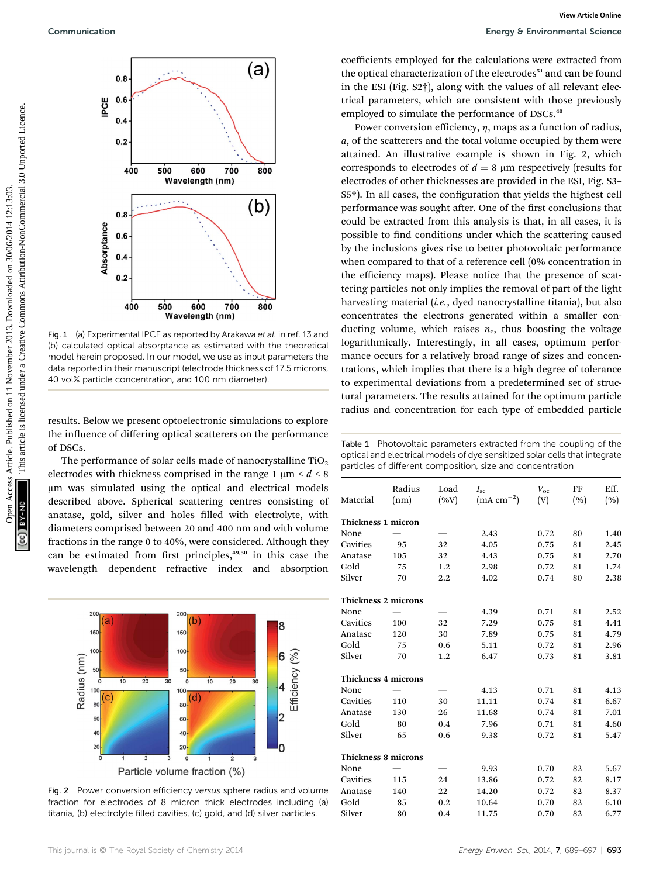Fig. 1 (a) Experimental IPCE as reported by Arakawa *et al.* in ref. 13 and (b) calculated optical absorptance as estimated with the theoretical model herein proposed. In our model, we use as input parameters the data reported in their manuscript (electrode thickness of 17.5 microns, 40 vol% particle concentration, and 100 nm diameter).

results. Below we present optoelectronic simulations to explore the influence of differing optical scatterers on the performance of DSCs.

The performance of solar cells made of nanocrystalline $TiO_2$ electrodes with thickness comprised in the range 1 μm < $d$ < 8 μm was simulated using the optical and electrical models described above. Spherical scattering centres consisting of anatase, gold, silver and holes filled with electrolyte, with diameters comprised between 20 and 400 nm and with volume fractions in the range 0 to 40%, were considered. Although they can be estimated from first principles,[49,50] in this case the wavelength dependent refractive index and absorption coefficients employed for the calculations were extracted from the optical characterization of the electrodes[51] and can be found in the ESI (Fig. S2†), along with the values of all relevant electrical parameters, which are consistent with those previously employed to simulate the performance of DSCs.[40]

Fig. 2 Power conversion efficiency *versus* sphere radius and volume fraction for electrodes of 8 micron thick electrodes including (a) titania, (b) electrolyte filled cavities, (c) gold, and (d) silver particles.

Power conversion efficiency, $\eta$, maps as a function of radius, $a$, of the scatterers and the total volume occupied by them were attained. An illustrative example is shown in Fig. 2, which corresponds to electrodes of $d$ = 8 μm respectively (results for electrodes of other thicknesses are provided in the ESI, Fig. S3–S5†). In all cases, the configuration that yields the highest cell performance was sought after. One of the first conclusions that could be extracted from this analysis is that, in all cases, it is possible to find conditions under which the scattering caused by the inclusions gives rise to better photovoltaic performance when compared to that of a reference cell (0% concentration in the efficiency maps). Please notice that the presence of scattering particles not only implies the removal of part of the light harvesting material (*i.e.*, dyed nanocrystalline titania), but also concentrates the electrons generated within a smaller conducting volume, which raises $n_c$, thus boosting the voltage logarithmically. Interestingly, in all cases, optimum performance occurs for a relatively broad range of sizes and concentrations, which implies that there is a high degree of tolerance to experimental deviations from a predetermined set of structural parameters. The results attained for the optimum particle radius and concentration for each type of embedded particle

Table 1 Photovoltaic parameters extracted from the coupling of the optical and electrical models of dye sensitized solar cells that integrate particles of different composition, size and concentration

| Material | Radius (nm) | Load (%V) | $I_{sc}$ (mA cm$^{-2}$) | $V_{oc}$ (V) | FF (%) | Eff. (%) |
|---|---|---|---|---|---|---|
| **Thickness 1 micron** | | | | | | |
| None | — | — | 2.43 | 0.72 | 80 | 1.40 |
| Cavities | 95 | 32 | 4.05 | 0.75 | 81 | 2.45 |
| Anatase | 105 | 32 | 4.43 | 0.75 | 81 | 2.70 |
| Gold | 75 | 1.2 | 2.98 | 0.72 | 81 | 1.74 |
| Silver | 70 | 2.2 | 4.02 | 0.74 | 80 | 2.38 |
| **Thickness 2 microns** | | | | | | |
| None | — | — | 4.39 | 0.71 | 81 | 2.52 |
| Cavities | 100 | 32 | 7.29 | 0.75 | 81 | 4.41 |
| Anatase | 120 | 30 | 7.89 | 0.75 | 81 | 4.79 |
| Gold | 75 | 0.6 | 5.11 | 0.72 | 81 | 2.96 |
| Silver | 70 | 1.2 | 6.47 | 0.73 | 81 | 3.81 |
| **Thickness 4 microns** | | | | | | |
| None | — | — | 4.13 | 0.71 | 81 | 4.13 |
| Cavities | 110 | 30 | 11.11 | 0.74 | 81 | 6.67 |
| Anatase | 130 | 26 | 11.68 | 0.74 | 81 | 7.01 |
| Gold | 80 | 0.4 | 7.96 | 0.71 | 81 | 4.60 |
| Silver | 65 | 0.6 | 9.38 | 0.72 | 81 | 5.47 |
| **Thickness 8 microns** | | | | | | |
| None | — | — | 9.93 | 0.70 | 82 | 5.67 |
| Cavities | 115 | 24 | 13.86 | 0.72 | 82 | 8.17 |
| Anatase | 140 | 22 | 14.20 | 0.72 | 82 | 8.37 |
| Gold | 85 | 0.2 | 10.64 | 0.70 | 82 | 6.10 |
| Silver | 80 | 0.4 | 11.75 | 0.70 | 82 | 6.77 |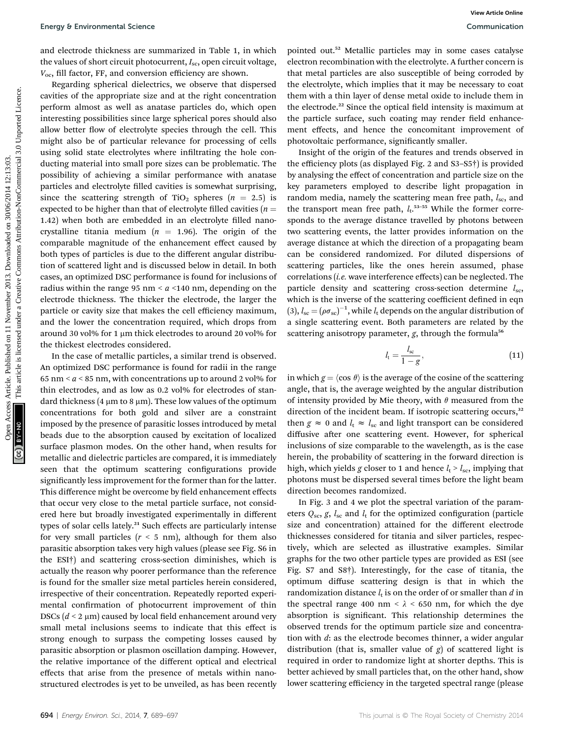and electrode thickness are summarized in Table 1, in which the values of short circuit photocurrent, $I_{sc}$, open circuit voltage, $V_{oc}$, fill factor, FF, and conversion efficiency are shown.

Regarding spherical dielectrics, we observe that dispersed cavities of the appropriate size and at the right concentration perform almost as well as anatase particles do, which open interesting possibilities since large spherical pores should also allow better flow of electrolyte species through the cell. This might also be of particular relevance for processing of cells using solid state electrolytes where infiltrating the hole conducting material into small pore sizes can be problematic. The possibility of achieving a similar performance with anatase particles and electrolyte filled cavities is somewhat surprising, since the scattering strength of $TiO_2$ spheres ($n = 2.5$) is expected to be higher than that of electrolyte filled cavities ($n = 1.42$) when both are embedded in an electrolyte filled nanocrystalline titania medium ($n = 1.96$). The origin of the comparable magnitude of the enhancement effect caused by both types of particles is due to the different angular distribution of scattered light and is discussed below in detail. In both cases, an optimized DSC performance is found for inclusions of radius within the range 95 nm < $a$ <140 nm, depending on the electrode thickness. The thicker the electrode, the larger the particle or cavity size that makes the cell efficiency maximum, and the lower the concentration required, which drops from around 30 vol% for 1 μm thick electrodes to around 20 vol% for the thickest electrodes considered.

In the case of metallic particles, a similar trend is observed. An optimized DSC performance is found for radii in the range 65 nm < $a$ < 85 nm, with concentrations up to around 2 vol% for thin electrodes, and as low as 0.2 vol% for electrodes of standard thickness (4 μm to 8 μm). These low values of the optimum concentrations for both gold and silver are a constraint imposed by the presence of parasitic losses introduced by metal beads due to the absorption caused by excitation of localized surface plasmon modes. On the other hand, when results for metallic and dielectric particles are compared, it is immediately seen that the optimum scattering configurations provide significantly less improvement for the former than for the latter. This difference might be overcome by field enhancement effects that occur very close to the metal particle surface, not considered here but broadly investigated experimentally in different types of solar cells lately.[21] Such effects are particularly intense for very small particles ($r$ < 5 nm), although for them also parasitic absorption takes very high values (please see Fig. S6 in the ESI†) and scattering cross-section diminishes, which is actually the reason why poorer performance than the reference is found for the smaller size metal particles herein considered, irrespective of their concentration. Repeatedly reported experimental confirmation of photocurrent improvement of thin DSCs ($d$ < 2 μm) caused by local field enhancement around very small metal inclusions seems to indicate that this effect is strong enough to surpass the competing losses caused by parasitic absorption or plasmon oscillation damping. However, the relative importance of the different optical and electrical effects that arise from the presence of metals within nanostructured electrodes is yet to be unveiled, as has been recently pointed out.[52] Metallic particles may in some cases catalyse electron recombination with the electrolyte. A further concern is that metal particles are also susceptible of being corroded by the electrolyte, which implies that it may be necessary to coat them with a thin layer of dense metal oxide to include them in the electrode.[22] Since the optical field intensity is maximum at the particle surface, such coating may render field enhancement effects, and hence the concomitant improvement of photovoltaic performance, significantly smaller.

Insight of the origin of the features and trends observed in the efficiency plots (as displayed Fig. 2 and S3–S5†) is provided by analysing the effect of concentration and particle size on the key parameters employed to describe light propagation in random media, namely the scattering mean free path, $l_{sc}$, and the transport mean free path, $l_t$.[53–55] While the former corresponds to the average distance travelled by photons between two scattering events, the latter provides information on the average distance at which the direction of a propagating beam can be considered randomized. For diluted dispersions of scattering particles, like the ones herein assumed, phase correlations (*i.e.* wave interference effects) can be neglected. The particle density and scattering cross-section determine $l_{sc}$, which is the inverse of the scattering coefficient defined in eqn (3), $l_{sc} = (\rho\sigma_{sc})^{-1}$, while $l_t$ depends on the angular distribution of a single scattering event. Both parameters are related by the scattering anisotropy parameter, $g$, through the formula[56]

$$l_t = \frac{l_{sc}}{1-g}, \tag{11}$$

in which $g = \langle\cos\theta\rangle$ is the average of the cosine of the scattering angle, that is, the average weighted by the angular distribution of intensity provided by Mie theory, with $\theta$ measured from the direction of the incident beam. If isotropic scattering occurs,[32] then $g \approx 0$ and $l_t \approx l_{sc}$ and light transport can be considered diffusive after one scattering event. However, for spherical inclusions of size comparable to the wavelength, as is the case herein, the probability of scattering in the forward direction is high, which yields $g$ closer to 1 and hence $l_t > l_{sc}$, implying that photons must be dispersed several times before the light beam direction becomes randomized.

In Fig. 3 and 4 we plot the spectral variation of the parameters $Q_{sc}$, $g$, $l_{sc}$ and $l_t$ for the optimized configuration (particle size and concentration) attained for the different electrode thicknesses considered for titania and silver particles, respectively, which are selected as illustrative examples. Similar graphs for the two other particle types are provided as ESI (see Fig. S7 and S8†). Interestingly, for the case of titania, the optimum diffuse scattering design is that in which the randomization distance $l_t$ is on the order of or smaller than $d$ in the spectral range 400 nm < $\lambda$ < 650 nm, for which the dye absorption is significant. This relationship determines the observed trends for the optimum particle size and concentration with $d$: as the electrode becomes thinner, a wider angular distribution (that is, smaller value of $g$) of scattered light is required in order to randomize light at shorter depths. This is better achieved by small particles that, on the other hand, show lower scattering efficiency in the targeted spectral range (please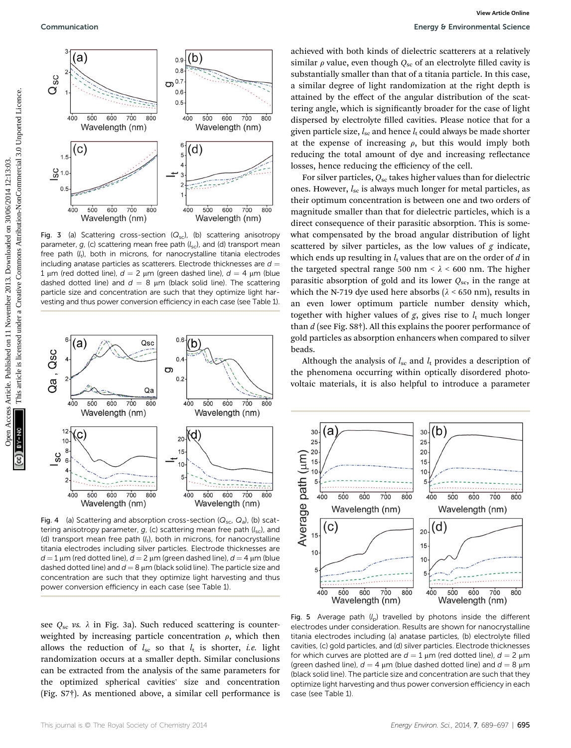see $Q_{sc}$ *vs.* $\lambda$ in Fig. 3a). Such reduced scattering is counter-weighted by increasing particle concentration $\rho$, which then allows the reduction of $l_{sc}$ so that $l_t$ is shorter, *i.e.* light randomization occurs at a smaller depth. Similar conclusions can be extracted from the analysis of the same parameters for the optimized spherical cavities' size and concentration (Fig. S7†). As mentioned above, a similar cell performance is achieved with both kinds of dielectric scatterers at a relatively similar $\rho$ value, even though $Q_{sc}$ of an electrolyte filled cavity is substantially smaller than that of a titania particle. In this case, a similar degree of light randomization at the right depth is attained by the effect of the angular distribution of the scattering angle, which is significantly broader for the case of light dispersed by electrolyte filled cavities. Please notice that for a given particle size, $l_{sc}$ and hence $l_t$ could always be made shorter at the expense of increasing $\rho$, but this would imply both reducing the total amount of dye and increasing reflectance losses, hence reducing the efficiency of the cell.

For silver particles, $Q_{sc}$ takes higher values than for dielectric ones. However, $l_{sc}$ is always much longer for metal particles, as their optimum concentration is between one and two orders of magnitude smaller than that for dielectric particles, which is a direct consequence of their parasitic absorption. This is somewhat compensated by the broad angular distribution of light scattered by silver particles, as the low values of $g$ indicate, which ends up resulting in $l_t$ values that are on the order of $d$ in the targeted spectral range 500 nm < $\lambda$ < 600 nm. The higher parasitic absorption of gold and its lower $Q_{sc}$, in the range at which the N-719 dye used here absorbs ($\lambda$ < 650 nm), results in an even lower optimum particle number density which, together with higher values of $g$, gives rise to $l_t$ much longer than $d$ (see Fig. S8†). All this explains the poorer performance of gold particles as absorption enhancers when compared to silver beads.

Although the analysis of $l_{sc}$ and $l_t$ provides a description of the phenomena occurring within optically disordered photovoltaic materials, it is also helpful to introduce a parameter

Fig. 3 (a) Scattering cross-section ($Q_{sc}$), (b) scattering anisotropy parameter, $g$, (c) scattering mean free path ($l_{sc}$), and (d) transport mean free path ($l_t$), both in microns, for nanocrystalline titania electrodes including anatase particles as scatterers. Electrode thicknesses are $d$ = 1 μm (red dotted line), $d$ = 2 μm (green dashed line), $d$ = 4 μm (blue dashed dotted line) and $d$ = 8 μm (black solid line). The scattering particle size and concentration are such that they optimize light harvesting and thus power conversion efficiency in each case (see Table 1).

Fig. 4 (a) Scattering and absorption cross-section ($Q_{sc}$, $Q_a$), (b) scattering anisotropy parameter, $g$, (c) scattering mean free path ($l_{sc}$), and (d) transport mean free path ($l_t$), both in microns, for nanocrystalline titania electrodes including silver particles. Electrode thicknesses are $d$ = 1 μm (red dotted line), $d$ = 2 μm (green dashed line), $d$ = 4 μm (blue dashed dotted line) and $d$ = 8 μm (black solid line). The particle size and concentration are such that they optimize light harvesting and thus power conversion efficiency in each case (see Table 1).

Fig. 5 Average path ($l_p$) travelled by photons inside the different electrodes under consideration. Results are shown for nanocrystalline titania electrodes including (a) anatase particles, (b) electrolyte filled cavities, (c) gold particles, and (d) silver particles. Electrode thicknesses for which curves are plotted are $d$ = 1 μm (red dotted line), $d$ = 2 μm (green dashed line), $d$ = 4 μm (blue dashed dotted line) and $d$ = 8 μm (black solid line). The particle size and concentration are such that they optimize light harvesting and thus power conversion efficiency in each case (see Table 1).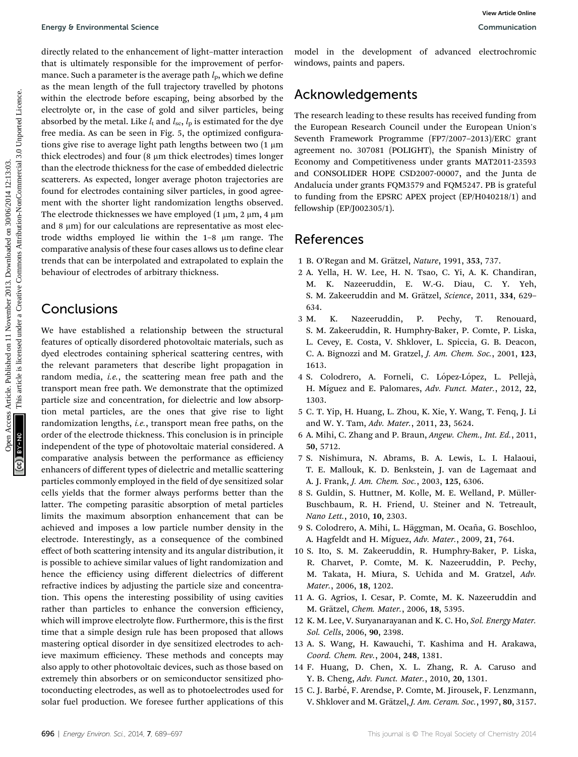directly related to the enhancement of light–matter interaction that is ultimately responsible for the improvement of performance. Such a parameter is the average path $l_p$, which we define as the mean length of the full trajectory travelled by photons within the electrode before escaping, being absorbed by the electrolyte or, in the case of gold and silver particles, being absorbed by the metal. Like $l_t$ and $l_{sc}$, $l_p$ is estimated for the dye free media. As can be seen in Fig. 5, the optimized configurations give rise to average light path lengths between two (1 μm thick electrodes) and four (8 μm thick electrodes) times longer than the electrode thickness for the case of embedded dielectric scatterers. As expected, longer average photon trajectories are found for electrodes containing silver particles, in good agreement with the shorter light randomization lengths observed. The electrode thicknesses we have employed (1 μm, 2 μm, 4 μm and 8 μm) for our calculations are representative as most electrode widths employed lie within the 1–8 μm range. The comparative analysis of these four cases allows us to define clear trends that can be interpolated and extrapolated to explain the behaviour of electrodes of arbitrary thickness.

## Conclusions

We have established a relationship between the structural features of optically disordered photovoltaic materials, such as dyed electrodes containing spherical scattering centres, with the relevant parameters that describe light propagation in random media, *i.e.*, the scattering mean free path and the transport mean free path. We demonstrate that the optimized particle size and concentration, for dielectric and low absorption metal particles, are the ones that give rise to light randomization lengths, *i.e.*, transport mean free paths, on the order of the electrode thickness. This conclusion is in principle independent of the type of photovoltaic material considered. A comparative analysis between the performance as efficiency enhancers of different types of dielectric and metallic scattering particles commonly employed in the field of dye sensitized solar cells yields that the former always performs better than the latter. The competing parasitic absorption of metal particles limits the maximum absorption enhancement that can be achieved and imposes a low particle number density in the electrode. Interestingly, as a consequence of the combined effect of both scattering intensity and its angular distribution, it is possible to achieve similar values of light randomization and hence the efficiency using different dielectrics of different refractive indices by adjusting the particle size and concentration. This opens the interesting possibility of using cavities rather than particles to enhance the conversion efficiency, which will improve electrolyte flow. Furthermore, this is the first time that a simple design rule has been proposed that allows mastering optical disorder in dye sensitized electrodes to achieve maximum efficiency. These methods and concepts may also apply to other photovoltaic devices, such as those based on extremely thin absorbers or on semiconductor sensitized photoconducting electrodes, as well as to photoelectrodes used for solar fuel production. We foresee further applications of this model in the development of advanced electrochromic windows, paints and papers.

## Acknowledgements

The research leading to these results has received funding from the European Research Council under the European Union's Seventh Framework Programme (FP7/2007–2013)/ERC grant agreement no. 307081 (POLIGHT), the Spanish Ministry of Economy and Competitiveness under grants MAT2011-23593 and CONSOLIDER HOPE CSD2007-00007, and the Junta de Andalucía under grants FQM3579 and FQM5247. PB is grateful to funding from the EPSRC APEX project (EP/H040218/1) and fellowship (EP/J002305/1).

## References

1 B. O'Regan and M. Grätzel, *Nature*, 1991, **353**, 737.

2 A. Yella, H. W. Lee, H. N. Tsao, C. Yi, A. K. Chandiran, M. K. Nazeeruddin, E. W.-G. Diau, C. Y. Yeh, S. M. Zakeeruddin and M. Grätzel, *Science*, 2011, **334**, 629–634.

3 M. K. Nazeeruddin, P. Pechy, T. Renouard, S. M. Zakeeruddin, R. Humphry-Baker, P. Comte, P. Liska, L. Cevey, E. Costa, V. Shklover, L. Spiccia, G. B. Deacon, C. A. Bignozzi and M. Gratzel, *J. Am. Chem. Soc.*, 2001, **123**, 1613.

4 S. Colodrero, A. Forneli, C. López-López, L. Pellejà, H. Míguez and E. Palomares, *Adv. Funct. Mater.*, 2012, **22**, 1303.

5 C. T. Yip, H. Huang, L. Zhou, K. Xie, Y. Wang, T. Fenq, J. Li and W. Y. Tam, *Adv. Mater.*, 2011, **23**, 5624.

6 A. Mihi, C. Zhang and P. Braun, *Angew. Chem., Int. Ed.*, 2011, **50**, 5712.

7 S. Nishimura, N. Abrams, B. A. Lewis, L. I. Halaoui, T. E. Mallouk, K. D. Benkstein, J. van de Lagemaat and A. J. Frank, *J. Am. Chem. Soc.*, 2003, **125**, 6306.

8 S. Guldin, S. Huttner, M. Kolle, M. E. Welland, P. Müller-Buschbaum, R. H. Friend, U. Steiner and N. Tetreault, *Nano Lett.*, 2010, **10**, 2303.

9 S. Colodrero, A. Mihi, L. Häggman, M. Ocaña, G. Boschloo, A. Hagfeldt and H. Míguez, *Adv. Mater.*, 2009, **21**, 764.

10 S. Ito, S. M. Zakeeruddin, R. Humphry-Baker, P. Liska, R. Charvet, P. Comte, M. K. Nazeeruddin, P. Pechy, M. Takata, H. Miura, S. Uchida and M. Gratzel, *Adv. Mater.*, 2006, **18**, 1202.

11 A. G. Agrios, I. Cesar, P. Comte, M. K. Nazeeruddin and M. Grätzel, *Chem. Mater.*, 2006, **18**, 5395.

12 K. M. Lee, V. Suryanarayanan and K. C. Ho, *Sol. Energy Mater. Sol. Cells*, 2006, **90**, 2398.

13 A. S. Wang, H. Kawauchi, T. Kashima and H. Arakawa, *Coord. Chem. Rev.*, 2004, **248**, 1381.

14 F. Huang, D. Chen, X. L. Zhang, R. A. Caruso and Y. B. Cheng, *Adv. Funct. Mater.*, 2010, **20**, 1301.

15 C. J. Barbé, F. Arendse, P. Comte, M. Jirousek, F. Lenzmann, V. Shklover and M. Grätzel, *J. Am. Ceram. Soc.*, 1997, **80**, 3157.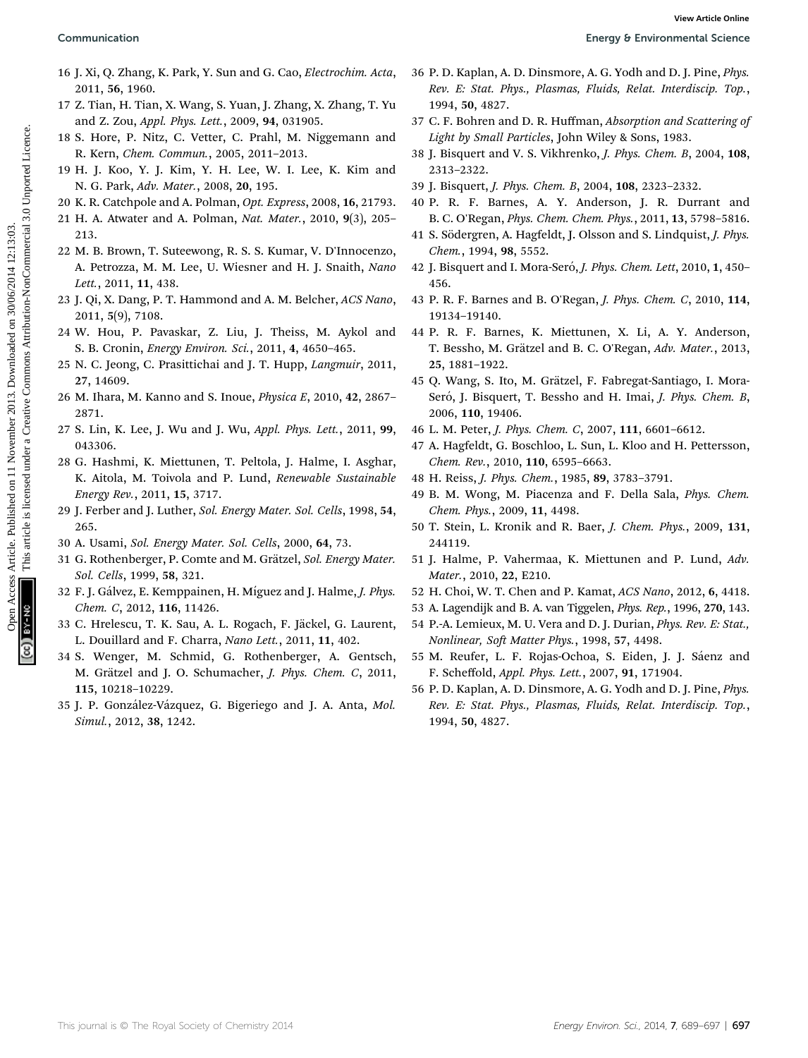16 J. Xi, Q. Zhang, K. Park, Y. Sun and G. Cao, *Electrochim. Acta*, 2011, **56**, 1960.

17 Z. Tian, H. Tian, X. Wang, S. Yuan, J. Zhang, X. Zhang, T. Yu and Z. Zou, *Appl. Phys. Lett.*, 2009, **94**, 031905.

18 S. Hore, P. Nitz, C. Vetter, C. Prahl, M. Niggemann and R. Kern, *Chem. Commun.*, 2005, 2011–2013.

19 H. J. Koo, Y. J. Kim, Y. H. Lee, W. I. Lee, K. Kim and N. G. Park, *Adv. Mater.*, 2008, **20**, 195.

20 K. R. Catchpole and A. Polman, *Opt. Express*, 2008, **16**, 21793.

21 H. A. Atwater and A. Polman, *Nat. Mater.*, 2010, **9**(3), 205–213.

22 M. B. Brown, T. Suteewong, R. S. S. Kumar, V. D'Innocenzo, A. Petrozza, M. M. Lee, U. Wiesner and H. J. Snaith, *Nano Lett.*, 2011, **11**, 438.

23 J. Qi, X. Dang, P. T. Hammond and A. M. Belcher, *ACS Nano*, 2011, **5**(9), 7108.

24 W. Hou, P. Pavaskar, Z. Liu, J. Theiss, M. Aykol and S. B. Cronin, *Energy Environ. Sci.*, 2011, **4**, 4650–465.

25 N. C. Jeong, C. Prasittichai and J. T. Hupp, *Langmuir*, 2011, **27**, 14609.

26 M. Ihara, M. Kanno and S. Inoue, *Physica E*, 2010, **42**, 2867–2871.

27 S. Lin, K. Lee, J. Wu and J. Wu, *Appl. Phys. Lett.*, 2011, **99**, 043306.

28 G. Hashmi, K. Miettunen, T. Peltola, J. Halme, I. Asghar, K. Aitola, M. Toivola and P. Lund, *Renewable Sustainable Energy Rev.*, 2011, **15**, 3717.

29 J. Ferber and J. Luther, *Sol. Energy Mater. Sol. Cells*, 1998, **54**, 265.

30 A. Usami, *Sol. Energy Mater. Sol. Cells*, 2000, **64**, 73.

31 G. Rothenberger, P. Comte and M. Grätzel, *Sol. Energy Mater. Sol. Cells*, 1999, **58**, 321.

32 F. J. Gálvez, E. Kemppainen, H. Míguez and J. Halme, *J. Phys. Chem. C*, 2012, **116**, 11426.

33 C. Hrelescu, T. K. Sau, A. L. Rogach, F. Jäckel, G. Laurent, L. Douillard and F. Charra, *Nano Lett.*, 2011, **11**, 402.

34 S. Wenger, M. Schmid, G. Rothenberger, A. Gentsch, M. Grätzel and J. O. Schumacher, *J. Phys. Chem. C*, 2011, **115**, 10218–10229.

35 J. P. González-Vázquez, G. Bigeriego and J. A. Anta, *Mol. Simul.*, 2012, **38**, 1242.

36 P. D. Kaplan, A. D. Dinsmore, A. G. Yodh and D. J. Pine, *Phys. Rev. E: Stat. Phys., Plasmas, Fluids, Relat. Interdiscip. Top.*, 1994, **50**, 4827.

37 C. F. Bohren and D. R. Huffman, *Absorption and Scattering of Light by Small Particles*, John Wiley & Sons, 1983.

38 J. Bisquert and V. S. Vikhrenko, *J. Phys. Chem. B*, 2004, **108**, 2313–2322.

39 J. Bisquert, *J. Phys. Chem. B*, 2004, **108**, 2323–2332.

40 P. R. F. Barnes, A. Y. Anderson, J. R. Durrant and B. C. O'Regan, *Phys. Chem. Chem. Phys.*, 2011, **13**, 5798–5816.

41 S. Södergren, A. Hagfeldt, J. Olsson and S. Lindquist, *J. Phys. Chem.*, 1994, **98**, 5552.

42 J. Bisquert and I. Mora-Seró, *J. Phys. Chem. Lett*, 2010, **1**, 450–456.

43 P. R. F. Barnes and B. O'Regan, *J. Phys. Chem. C*, 2010, **114**, 19134–19140.

44 P. R. F. Barnes, K. Miettunen, X. Li, A. Y. Anderson, T. Bessho, M. Grätzel and B. C. O'Regan, *Adv. Mater.*, 2013, **25**, 1881–1922.

45 Q. Wang, S. Ito, M. Grätzel, F. Fabregat-Santiago, I. Mora-Seró, J. Bisquert, T. Bessho and H. Imai, *J. Phys. Chem. B*, 2006, **110**, 19406.

46 L. M. Peter, *J. Phys. Chem. C*, 2007, **111**, 6601–6612.

47 A. Hagfeldt, G. Boschloo, L. Sun, L. Kloo and H. Pettersson, *Chem. Rev.*, 2010, **110**, 6595–6663.

48 H. Reiss, *J. Phys. Chem.*, 1985, **89**, 3783–3791.

49 B. M. Wong, M. Piacenza and F. Della Sala, *Phys. Chem. Chem. Phys.*, 2009, **11**, 4498.

50 T. Stein, L. Kronik and R. Baer, *J. Chem. Phys.*, 2009, **131**, 244119.

51 J. Halme, P. Vahermaa, K. Miettunen and P. Lund, *Adv. Mater.*, 2010, **22**, E210.

52 H. Choi, W. T. Chen and P. Kamat, *ACS Nano*, 2012, **6**, 4418.

53 A. Lagendijk and B. A. van Tiggelen, *Phys. Rep.*, 1996, **270**, 143.

54 P.-A. Lemieux, M. U. Vera and D. J. Durian, *Phys. Rev. E: Stat., Nonlinear, Soft Matter Phys.*, 1998, **57**, 4498.

55 M. Reufer, L. F. Rojas-Ochoa, S. Eiden, J. J. Sáenz and F. Scheffold, *Appl. Phys. Lett.*, 2007, **91**, 171904.

56 P. D. Kaplan, A. D. Dinsmore, A. G. Yodh and D. J. Pine, *Phys. Rev. E: Stat. Phys., Plasmas, Fluids, Relat. Interdiscip. Top.*, 1994, **50**, 4827.